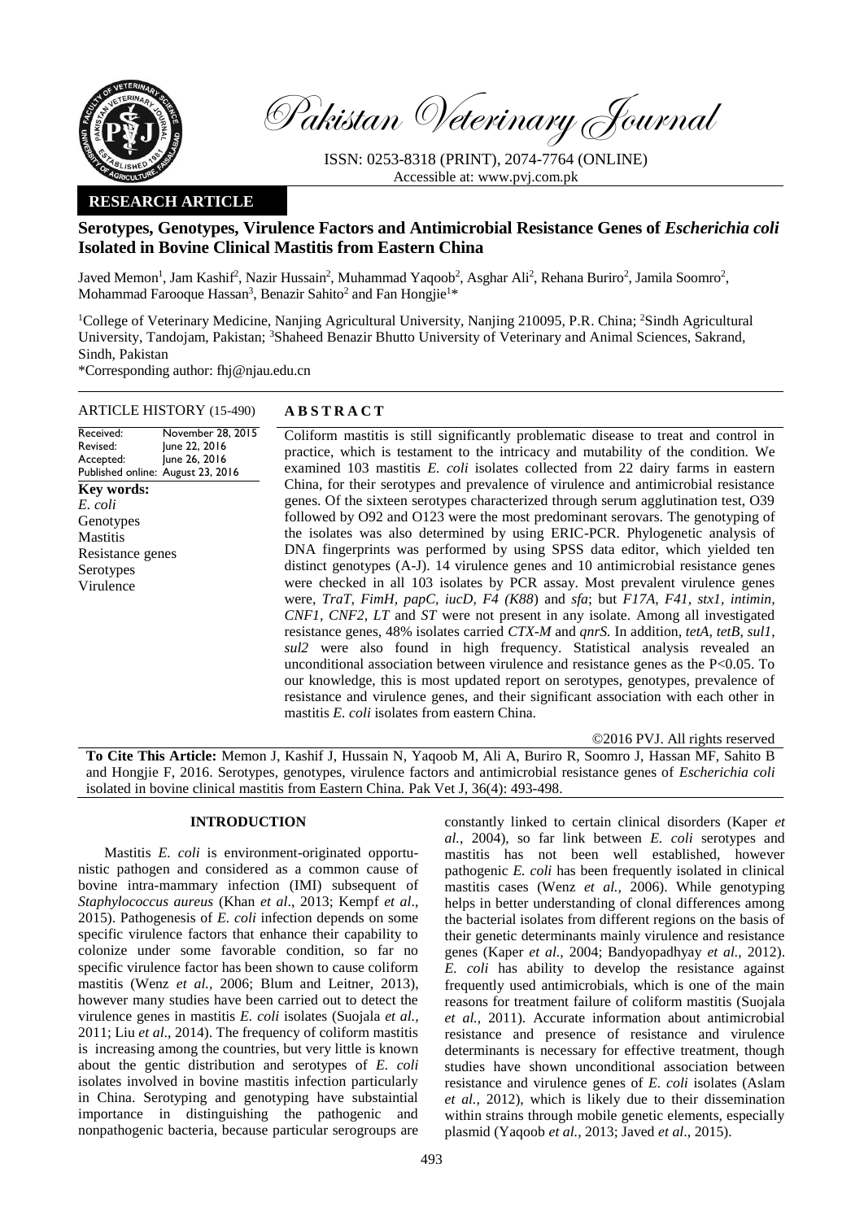Pakistan Veterinary Journal

ISSN: 0253-8318 (PRINT), 2074-7764 (ONLINE)
Accessible at: www.pvj.com.pk

**RESEARCH ARTICLE**

# Serotypes, Genotypes, Virulence Factors and Antimicrobial Resistance Genes of *Escherichia coli* Isolated in Bovine Clinical Mastitis from Eastern China

Javed Memon[1], Jam Kashif[2], Nazir Hussain[2], Muhammad Yaqoob[2], Asghar Ali[2], Rehana Buriro[2], Jamila Soomro[2], Mohammad Farooque Hassan[3], Benazir Sahito[2] and Fan Hongjie[1]*

[1]College of Veterinary Medicine, Nanjing Agricultural University, Nanjing 210095, P.R. China; [2]Sindh Agricultural University, Tandojam, Pakistan; [3]Shaheed Benazir Bhutto University of Veterinary and Animal Sciences, Sakrand, Sindh, Pakistan

*Corresponding author: fhj@njau.edu.cn

**ARTICLE HISTORY** (15-490)

| | |
|---|---|
| Received: | November 28, 2015 |
| Revised: | June 22, 2016 |
| Accepted: | June 26, 2016 |
| Published online: | August 23, 2016 |

**Key words:**
*E. coli*
Genotypes
Mastitis
Resistance genes
Serotypes
Virulence

**A B S T R A C T**

Coliform mastitis is still significantly problematic disease to treat and control in practice, which is testament to the intricacy and mutability of the condition. We examined 103 mastitis *E. coli* isolates collected from 22 dairy farms in eastern China, for their serotypes and prevalence of virulence and antimicrobial resistance genes. Of the sixteen serotypes characterized through serum agglutination test, O39 followed by O92 and O123 were the most predominant serovars. The genotyping of the isolates was also determined by using ERIC-PCR. Phylogenetic analysis of DNA fingerprints was performed by using SPSS data editor, which yielded ten distinct genotypes (A-J). 14 virulence genes and 10 antimicrobial resistance genes were checked in all 103 isolates by PCR assay. Most prevalent virulence genes were, *TraT, FimH, papC, iucD, F4 (K88*) and *sfa*; but *F17A, F41, stx1, intimin, CNF1, CNF2, LT* and *ST* were not present in any isolate. Among all investigated resistance genes, 48% isolates carried *CTX-M* and *qnrS.* In addition, *tetA, tetB, sul1, sul2* were also found in high frequency. Statistical analysis revealed an unconditional association between virulence and resistance genes as the P<0.05. To our knowledge, this is most updated report on serotypes, genotypes, prevalence of resistance and virulence genes, and their significant association with each other in mastitis *E. coli* isolates from eastern China.

©2016 PVJ. All rights reserved

**To Cite This Article:** Memon J, Kashif J, Hussain N, Yaqoob M, Ali A, Buriro R, Soomro J, Hassan MF, Sahito B and Hongjie F, 2016. Serotypes, genotypes, virulence factors and antimicrobial resistance genes of *Escherichia coli* isolated in bovine clinical mastitis from Eastern China. Pak Vet J, 36(4): 493-498.

## INTRODUCTION

Mastitis *E. coli* is environment-originated opportunistic pathogen and considered as a common cause of bovine intra-mammary infection (IMI) subsequent of *Staphylococcus aureus* (Khan *et al*., 2013; Kempf *et al*., 2015). Pathogenesis of *E. coli* infection depends on some specific virulence factors that enhance their capability to colonize under some favorable condition, so far no specific virulence factor has been shown to cause coliform mastitis (Wenz *et al.,* 2006; Blum and Leitner, 2013), however many studies have been carried out to detect the virulence genes in mastitis *E. coli* isolates (Suojala *et al.,* 2011; Liu *et al*., 2014). The frequency of coliform mastitis is increasing among the countries, but very little is known about the gentic distribution and serotypes of *E. coli* isolates involved in bovine mastitis infection particularly in China. Serotyping and genotyping have substaintial importance in distinguishing the pathogenic and nonpathogenic bacteria, because particular serogroups are constantly linked to certain clinical disorders (Kaper *et al.,* 2004), so far link between *E. coli* serotypes and mastitis has not been well established, however pathogenic *E. coli* has been frequently isolated in clinical mastitis cases (Wenz *et al.,* 2006). While genotyping helps in better understanding of clonal differences among the bacterial isolates from different regions on the basis of their genetic determinants mainly virulence and resistance genes (Kaper *et al.,* 2004; Bandyopadhyay *et al.,* 2012). *E. coli* has ability to develop the resistance against frequently used antimicrobials, which is one of the main reasons for treatment failure of coliform mastitis (Suojala *et al.,* 2011). Accurate information about antimicrobial resistance and presence of resistance and virulence determinants is necessary for effective treatment, though studies have shown unconditional association between resistance and virulence genes of *E. coli* isolates (Aslam *et al.,* 2012), which is likely due to their dissemination within strains through mobile genetic elements, especially plasmid (Yaqoob *et al.,* 2013; Javed *et al*., 2015).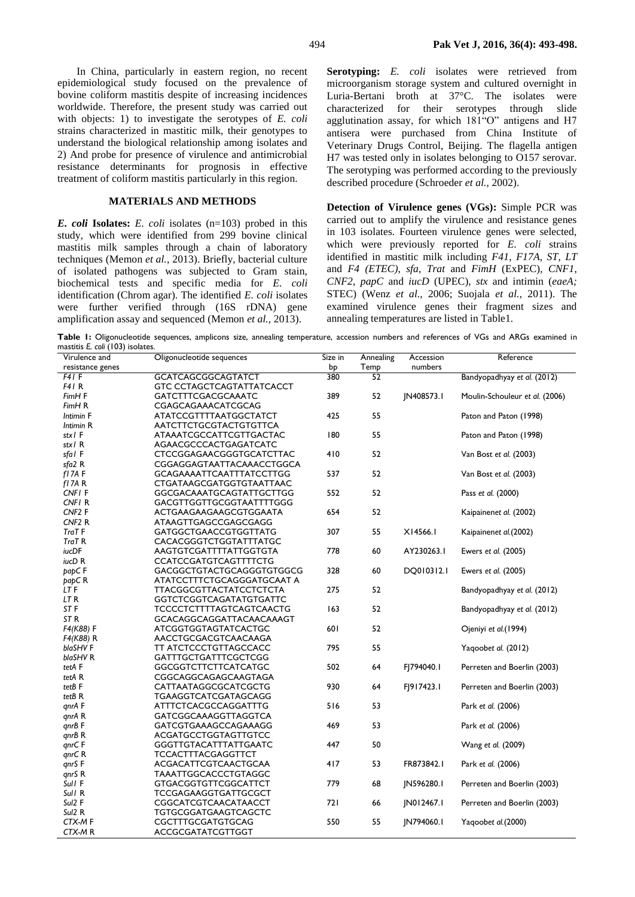In China, particularly in eastern region, no recent epidemiological study focused on the prevalence of bovine coliform mastitis despite of increasing incidences worldwide. Therefore, the present study was carried out with objects: 1) to investigate the serotypes of *E. coli* strains characterized in mastitic milk, their genotypes to understand the biological relationship among isolates and 2) And probe for presence of virulence and antimicrobial resistance determinants for prognosis in effective treatment of coliform mastitis particularly in this region.

## MATERIALS AND METHODS

***E. coli* Isolates:** *E. coli* isolates (n=103) probed in this study, which were identified from 299 bovine clinical mastitis milk samples through a chain of laboratory techniques (Memon *et al.,* 2013). Briefly, bacterial culture of isolated pathogens was subjected to Gram stain, biochemical tests and specific media for *E. coli* identification (Chrom agar). The identified *E. coli* isolates were further verified through (16S rDNA) gene amplification assay and sequenced (Memon *et al.,* 2013).

**Serotyping:** *E. coli* isolates were retrieved from microorganism storage system and cultured overnight in Luria-Bertani broth at 37°C. The isolates were characterized for their serotypes through slide agglutination assay, for which 181"O" antigens and H7 antisera were purchased from China Institute of Veterinary Drugs Control, Beijing. The flagella antigen H7 was tested only in isolates belonging to O157 serovar. The serotyping was performed according to the previously described procedure (Schroeder *et al.,* 2002).

**Detection of Virulence genes (VGs):** Simple PCR was carried out to amplify the virulence and resistance genes in 103 isolates. Fourteen virulence genes were selected, which were previously reported for *E. coli* strains identified in mastitic milk including *F41*, *F17A*, *ST*, *LT* and *F4 (ETEC)*, *sfa*, *Trat* and *FimH* (ExPEC), *CNF1*, *CNF2*, *papC* and *iucD* (UPEC), *stx* and intimin (*eaeA;* STEC) (Wenz *et al.,* 2006; Suojala *et al.,* 2011). The examined virulence genes their fragment sizes and annealing temperatures are listed in Table1.

**Table 1:** Oligonucleotide sequences, amplicons size, annealing temperature, accession numbers and references of VGs and ARGs examined in mastitis *E. coli* (103) isolates.

| Virulence and resistance genes | Oligonucleotide sequences | Size in bp | Annealing Temp | Accession numbers | Reference |
|---|---|---|---|---|---|
| *F41* F | GCATCAGCGGCAGTATCT | 380 | 52 | | Bandyopadhyay *et al.* (2012) |
| *F41* R | GTC CCTAGCTCAGTATTATCACCT | | | | |
| *FimH* F | GATCTTTCGACGCAAATC | 389 | 52 | JN408573.1 | Moulin-Schouleur *et al.* (2006) |
| *FimH* R | CGAGCAGAAACATCGCAG | | | | |
| *Intimin* F | ATATCCGTTTTAATGGCTATCT | 425 | 55 | | Paton and Paton (1998) |
| *Intimin* R | AATCTTCTGCGTACTGTGTTCA | | | | |
| *stx1* F | ATAAATCGCCATTCGTTGACTAC | 180 | 55 | | Paton and Paton (1998) |
| *stx1* R | AGAACGCCCACTGAGATCATC | | | | |
| *sfa1* F | CTCCGGAGAACGGGTGCATCTTAC | 410 | 52 | | Van Bost *et al.* (2003) |
| *sfa2* R | CGGAGGAGTAATTACAAACCTGGCA | | | | |
| *f17A* F | GCAGAAAATTCAATTTATCCTTGG | 537 | 52 | | Van Bost *et al.* (2003) |
| *f17A* R | CTGATAAGCGATGGTGTAATTAAC | | | | |
| *CNF1* F | GGCGACAAATGCAGTATTGCTTGG | 552 | 52 | | Pass *et al.* (2000) |
| *CNF1* R | GACGTTGGTTGCGGTAATTTTGGG | | | | |
| *CNF2* F | ACTGAAGAAGAAGCGTGGAATA | 654 | 52 | | Kaipainen*et al.* (2002) |
| *CNF2* R | ATAAGTTGAGCCGAGCGAGG | | | | |
| *TraT* F | GATGGCTGAACCGTGGTTATG | 307 | 55 | X14566.1 | Kaipainen*et al.*(2002) |
| *TraT* R | CACACGGGTCTGGTATTTATGC | | | | |
| *iucD*F | AAGTGTCGATTTTATTGGTGTA | 778 | 60 | AY230263.1 | Ewers *et al.* (2005) |
| *iucD* R | CCATCCGATGTCAGTTTTCTG | | | | |
| *papC* F | GACGGCTGTACTGCAGGGTGTGGCG | 328 | 60 | DQ010312.1 | Ewers *et al.* (2005) |
| *papC* R | ATATCCTTTCTGCAGGGATGCAAT A | | | | |
| *LT* F | TTACGGCGTTACTATCCTCTCTA | 275 | 52 | | Bandyopadhyay *et al.* (2012) |
| *LT* R | GGTCTCGGTCAGATATGTGATTC | | | | |
| *ST* F | TCCCCTCTTTTAGTCAGTCAACTG | 163 | 52 | | Bandyopadhyay *et al.* (2012) |
| *ST* R | GCACAGGCAGGATTACAACAAAGT | | | | |
| *F4(K88)* F | ATCGGTGGTAGTATCACTGC | 601 | 52 | | Ojeniyi *et al.*(1994) |
| *F4(K88)* R | AACCTGCGACGTCAACAAGA | | | | |
| *blaSHV* F | TT ATCTCCCTGTTAGCCACC | 795 | 55 | | Yaqoob*et al.* (2012) |
| *blaSHV* R | GATTTGCTGATTTCGCTCGG | | | | |
| *tetA* F | GGCGGTCTTCTTCATCATGC | 502 | 64 | FJ794040.1 | Perreten and Boerlin (2003) |
| *tetA* R | CGGCAGGCAGAGCAAGTAGA | | | | |
| *tetB* F | CATTAATAGGCGCATCGCTG | 930 | 64 | FJ917423.1 | Perreten and Boerlin (2003) |
| *tetB* R | TGAAGGTCATCGATAGCAGG | | | | |
| *qnrA* F | ATTTCTCACGCCAGGATTTG | 516 | 53 | | Park *et al.* (2006) |
| *qnrA* R | GATCGGCAAAGGTTAGGTCA | | | | |
| *qnrB* F | GATCGTGAAAGCCAGAAAGG | 469 | 53 | | Park *et al.* (2006) |
| *qnrB* R | ACGATGCCTGGTAGTTGTCC | | | | |
| *qnrC* F | GGGTTGTACATTTATTGAATC | 447 | 50 | | Wang *et al.* (2009) |
| *qnrC* R | TCCACTTTACGAGGTTCT | | | | |
| *qnrS* F | ACGACATTCGTCAACTGCAA | 417 | 53 | FR873842.1 | Park *et al.* (2006) |
| *qnrS* R | TAAATTGGCACCCTGTAGGC | | | | |
| *Sul1* F | GTGACGGTGTTCGGCATTCT | 779 | 68 | JN596280.1 | Perreten and Boerlin (2003) |
| *Sul1* R | TCCGAGAAGGTGATTGCGCT | | | | |
| *Sul2* F | CGGCATCGTCAACATAACCT | 721 | 66 | JN012467.1 | Perreten and Boerlin (2003) |
| *Sul2* R | TGTGCGGATGAAGTCAGCTC | | | | |
| *CTX-M* F | CGCTTTGCGATGTGCAG | 550 | 55 | JN794060.1 | Yaqoob*et al.*(2000) |
| *CTX-M* R | ACCGCGATATCGTTGGT | | | | |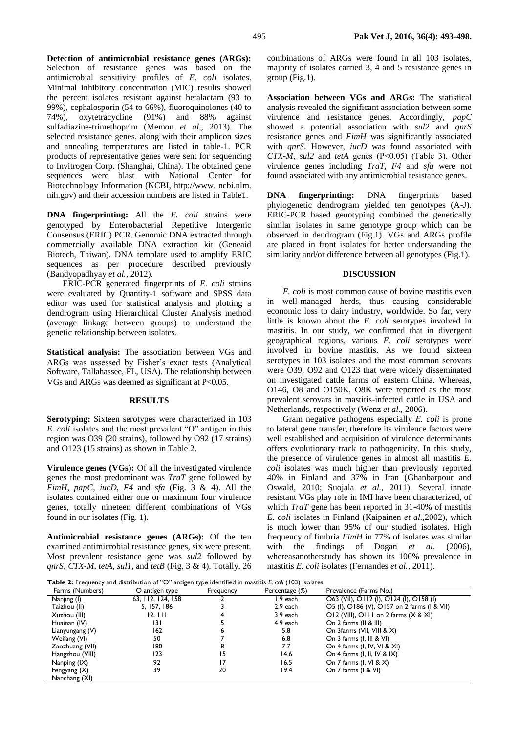**Detection of antimicrobial resistance genes (ARGs):** Selection of resistance genes was based on the antimicrobial sensitivity profiles of *E. coli* isolates. Minimal inhibitory concentration (MIC) results showed the percent isolates resistant against betalactam (93 to 99%), cephalosporin (54 to 66%), fluoroquinolones (40 to 74%), oxytetracycline (91%) and 88% against sulfadiazine-trimethoprim (Memon *et al.,* 2013). The selected resistance genes, along with their amplicon sizes and annealing temperatures are listed in table-1. PCR products of representative genes were sent for sequencing to Invitrogen Corp. (Shanghai, China). The obtained gene sequences were blast with National Center for Biotechnology Information (NCBI, http://www. ncbi.nlm. nih.gov) and their accession numbers are listed in Table1.

**DNA fingerprinting:** All the *E. coli* strains were genotyped by Enterobacterial Repetitive Intergenic Consensus (ERIC) PCR. Genomic DNA extracted through commercially available DNA extraction kit (Geneaid Biotech, Taiwan). DNA template used to amplify ERIC sequences as per procedure described previously (Bandyopadhyay *et al.,* 2012).

ERIC-PCR generated fingerprints of *E. coli* strains were evaluated by Quantity-1 software and SPSS data editor was used for statistical analysis and plotting a dendrogram using Hierarchical Cluster Analysis method (average linkage between groups) to understand the genetic relationship between isolates.

**Statistical analysis:** The association between VGs and ARGs was assessed by Fisher's exact tests (Analytical Software, Tallahassee, FL, USA). The relationship between VGs and ARGs was deemed as significant at $P<0.05$.

## RESULTS

**Serotyping:** Sixteen serotypes were characterized in 103 *E. coli* isolates and the most prevalent "O" antigen in this region was O39 (20 strains), followed by O92 (17 strains) and O123 (15 strains) as shown in Table 2.

**Virulence genes (VGs):** Of all the investigated virulence genes the most predominant was *TraT* gene followed by *FimH*, *papC*, *iucD*, *F4* and *sfa* (Fig. 3 & 4). All the isolates contained either one or maximum four virulence genes, totally nineteen different combinations of VGs found in our isolates (Fig. 1).

**Antimicrobial resistance genes (ARGs):** Of the ten examined antimicrobial resistance genes, six were present. Most prevalent resistance gene was *sul2* followed by *qnrS*, *CTX-M*, *tetA*, *sul1*, and *tetB* (Fig. 3 & 4). Totally, 26 combinations of ARGs were found in all 103 isolates, majority of isolates carried 3, 4 and 5 resistance genes in group (Fig.1).

**Association between VGs and ARGs:** The statistical analysis revealed the significant association between some virulence and resistance genes. Accordingly, *papC* showed a potential association with *sul2* and *qnrS* resistance genes and *FimH* was significantly associated with *qnrS*. However, *iucD* was found associated with *CTX-M*, *sul2* and *tetA* genes ($P<0.05$) (Table 3). Other virulence genes including *TraT*, *F4* and *sfa* were not found associated with any antimicrobial resistance genes.

**DNA fingerprinting:** DNA fingerprints based phylogenetic dendrogram yielded ten genotypes (A-J). ERIC-PCR based genotyping combined the genetically similar isolates in same genotype group which can be observed in dendrogram (Fig.1). VGs and ARGs profile are placed in front isolates for better understanding the similarity and/or difference between all genotypes (Fig.1).

## DISCUSSION

*E. coli* is most common cause of bovine mastitis even in well-managed herds, thus causing considerable economic loss to dairy industry, worldwide. So far, very little is known about the *E. coli* serotypes involved in mastitis. In our study, we confirmed that in divergent geographical regions, various *E. coli* serotypes were involved in bovine mastitis. As we found sixteen serotypes in 103 isolates and the most common serovars were O39, O92 and O123 that were widely disseminated on investigated cattle farms of eastern China. Whereas, O146, O8 and O150K, O8K were reported as the most prevalent serovars in mastitis-infected cattle in USA and Netherlands, respectively (Wenz *et al.,* 2006).

Gram negative pathogens especially *E. coli* is prone to lateral gene transfer, therefore its virulence factors were well established and acquisition of virulence determinants offers evolutionary track to pathogenicity. In this study, the presence of virulence genes in almost all mastitis *E. coli* isolates was much higher than previously reported 40% in Finland and 37% in Iran (Ghanbarpour and Oswald, 2010; Suojala *et al.,* 2011). Several innate resistant VGs play role in IMI have been characterized, of which *TraT* gene has been reported in 31-40% of mastitis *E. coli* isolates in Finland (Kaipainen *et al.,*2002), which is much lower than 95% of our studied isolates. High frequency of fimbria *FimH* in 77% of isolates was similar with the findings of Dogan *et al.* (2006), whereasanotherstudy has shown its 100% prevalence in mastitis *E. coli* isolates (Fernandes *et al.,* 2011).

**Table 2:** Frequency and distribution of "O" antigen type identified in mastitis *E. coli* (103) isolates

| Farms (Numbers) | O antigen type | Frequency | Percentage (%) | Prevalence (Farms No.) |
|---|---|---|---|---|
| Nanjing (I) | 63, 112, 124, 158 | 2 | 1.9 each | O63 (VII), O112 (I), O124 (I), O158 (I) |
| Taizhou (II) | 5, 157, 186 | 3 | 2.9 each | O5 (I), O186 (V), O157 on 2 farms (I & VII) |
| Xuzhou (III) | 12, 111 | 4 | 3.9 each | O12 (VIII), O111 on 2 farms (X & XI) |
| Huainan (IV) | 131 | 5 | 4.9 each | On 2 farms (II & III) |
| Lianyungang (V) | 162 | 6 | 5.8 | On 3farms (VII, VIII & X) |
| Weifang (VI) | 50 | 7 | 6.8 | On 3 farms (I, III & VI) |
| Zaozhuang (VII) | 180 | 8 | 7.7 | On 4 farms (I, IV, VI & XI) |
| Hangzhou (VIII) | 123 | 15 | 14.6 | On 4 farms (I, II, IV & IX) |
| Nanping (IX) | 92 | 17 | 16.5 | On 7 farms (I, VI & X) |
| Fengyang (X) | 39 | 20 | 19.4 | On 7 farms (I & VI) |
| Nanchang (XI) | | | | |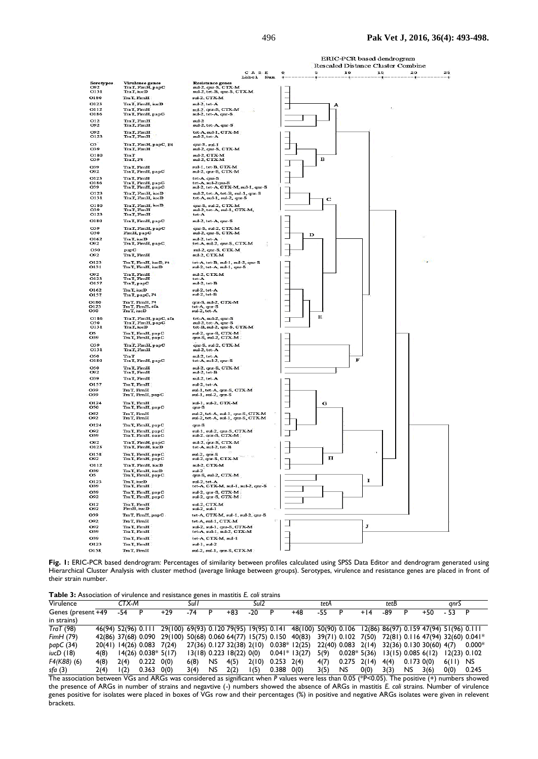ERIC-PCR based dendrogram

Rescaled Distance Cluster Combine

C A S E Label Num

0 5 10 15 20 25

Serotypes Virulence genes Resistance genes

O92 TraT, FimH, papC sul-2, qnr-S, CTX-M
O131 TraT, iucD sul-2, tet-B, qnr-S, CTX-M
O180 TraT, FimH sul-2, CTX-M
O123 TraT, FimH, iucD sul-2, tet-A
O112 TraT, FimH sul-2, qnr-S, CTX-M
O186 TraT, FimH, papC sul-2, tet-A, qnr-S
O12 TraT, FimH sul-2
O92 TraT, FimH sul-2, tet-A, qnr-S
O92 TraT, FimH tet-A, sul-1, CTX-M
O123 TraT, FimH sul-2, tet-A
O5 TraT, FimH, papC, F4 qnr-S, sul-1
O39 TraT, FimH sul-2, qnr-S, CTX-M
O180 TraT sul-2, CTX-M
O39 TraT, F4 sul-2, CTX-M
O39 TraT, FimH sul-1, tet-B, CTX-M
O92 TraT, FimH, papC sul-2, qnr-S, CTX-M
O123 TraT, FimH tet-A, qnr-S
O186 TraT, FimH, papC tet-A, sul-2 qnr-S
O39 TraT, FimH, papC sul-2, tet-A, CTX-M, sul-1, qnr-S
O123 TraT, FimH, iucD sul-2, tet-A, tet-B, sul-1, qnr-S
O131 TraT, FimH, iucD tet-A, sul-1, sul-2, qnr-S
O180 TraT, FimH, iucD qnr-S, sul-2, CTX-M
O39 TraT, FimH sul-2, tet-A, sul-1, CTX-M,
O123 TraT, FimH tet-A
O180 TraT, FimH, papC sul-2, tet-A, qnr-S
O39 TraT, FimH, papC qnr-S, sul-2, CTX-M
O39 FimH, papC sul-2, qnr-S, CTX-M
O162 TraT, iucD sul-2, tet-A
O92 TraT, FimH, papC tet-A, sul-2, qnr-S, CTX-M
O50 papC sul-2, qnr-S, CTX-M
O92 TraT, FimH sul-2, CTX-M
O123 TraT, FimH, iucD, F4 tet-A, tet-B, sul-1, sul-2, qnr-S
O131 TraT, FimH, iucD sul-2, tet-A, sul-1, qnr-S
O92 TraT, FimH sul-2, CTX-M
O123 TraT, FimH tet-A
O157 TraT, papC sul-2, tet-B
O162 TraT, iucD sul-2, tet-A
O157 TraT, papC, F4 sul-2, tet-B
O180 TraT, FimH, F4 qnr-S, sul-2, CTX-M
O123 TraT, FimH, sfa tet-A, qnr-S
O50 TraT, iucD sul-2, tet-A
O186 TraT, FimH, papC, sfa tet-A, sul-2, qnr-S
O50 TraT, FimH, papC sul-2, tet-A, qnr-S
O131 TraT, iucD tet-B, sul-2, qnr-S, CTX-M
O5 TraT, FimH, papC sul-2, qnr-S, CTX-M
O39 TraT, FimH, papC qnr-S, sul-2, CTX-M
O39 TraT, FimH, papC qnr-S, sul-2, CTX-M
O131 TraT, FimH sul-2, tet-A
O50 TraT sul-2, tet-A
O180 TraT, FimH, papC tet-A, sul-2, qnr-S
O50 TraT, FimH sul-2, qnr-S, CTX-M
O92 TraT, FimH sul-2, tet-B
O39 TraT, FimH sul-2, tet-A
O157 TraT, FimH sul-2, tet-A
O39 TraT, FimH sul-1, tet-A, qnr-S, CTX-M
O39 TraT, FimH, papC sul-1, sul-2, qnr-S
O124 TraT, FimH sul-1, sul-2, CTX-M
O50 TraT, FimH, papC qnr-S
O92 TraT, FimH sul-2, tet-A, sul-1, qnr-S, CTX-M
O92 TraT, FimH sul-2, tet-A, sul-1, qnr-S, CTX-M
O124 TraT, FimH, papC qnr-S
O92 TraT, FimH, papC sul-1, sul-2, qnr-S, CTX-M
O39 TraT, FimH, papC sul-2, qnr-S, CTX-M
O92 TraT, FimH, papC sul-2, qnr-S, CTX-M
O123 TraT, FimH, iucD tet-A, sul-2, tet-B
O158 TraT, FimH, papC sul-2, qnr-S
O92 TraT, FimH, papC sul-2, qnr-S, CTX-M
O112 TraT, FimH, iucD sul-2, CTX-M
O39 TraT, FimH, iucD sul-2
O5 TraT, FimH, papC qnr-S, sul-2, CTX-M
O123 TraT, iucD sul-2, tet-A
O39 TraT, FimH tet-A, CTX-M, sul-1, sul-2, qnr-S
O39 TraT, FimH, papC sul-2, qnr-S, CTX-M
O92 TraT, FimH, papC sul-2, qnr-S, CTX-M
O12 TraT, FimH sul-2, CTX-M
O92 FimH, iucD sul-2, sul-1
O39 TraT, FimH, papC tet-A, CTX-M, sul-1, sul-2, qnr-S
O92 TraT, FimH tet-A, sul-1, CTX-M
O92 TraT, FimH sul-2, sul-1, qnr-S, CTX-M
O39 TraT, FimH tet-A, sul-1, sul-2, CTX-M
O39 TraT, FimH tet-A, CTX-M, sul-1
O123 TraT, FimH sul-1, sul-2
O158 TraT, FimH sul-2, sul-1, qnr-S, CTX-M

A B C D E F G H I J

**Fig. 1:** ERIC-PCR based dendrogram: Percentages of similarity between profiles calculated using SPSS Data Editor and dendrogram generated using Hierarchical Cluster Analysis with cluster method (average linkage between groups). Serotypes, virulence and resistance genes are placed in front of their strain number.

**Table 3:** Association of virulence and resistance genes in mastitis *E. coli* strains

| Virulence | CTX-M | | | Sul1 | | | Sul2 | | | tetA | | | tetB | | | qnrS | | |
|---|---|---|---|---|---|---|---|---|---|---|---|---|---|---|---|---|---|---|
| Genes (present in strains) | +49 | -54 | P | +29 | -74 | P | +83 | -20 | P | +48 | -55 | P | +14 | -89 | P | +50 | - 53 | P |
| *TraT* (98) | 46(94) | 52(96) | 0.111 | 29(100) | 69(93) | 0.120 | 79(95) | 19(95) | 0.141 | 48(100) | 50(90) | 0.106 | 12(86) | 86(97) | 0.159 | 47(94) | 51(96) | 0.111 |
| *FimH* (79) | 42(86) | 37(68) | 0.090 | 29(100) | 50(68) | 0.060 | 64(77) | 15(75) | 0.150 | 40(83) | 39(71) | 0.102 | 7(50) | 72(81) | 0.116 | 47(94) | 32(60) | 0.041* |
| *papC* (34) | 20(41) | 14(26) | 0.083 | 7(24) | 27(36) | 0.127 | 32(38) | 2(10) | 0.038* | 12(25) | 22(40) | 0.083 | 2(14) | 32(36) | 0.130 | 30(60) | 4(7) | 0.000* |
| *iucD* (18) | 4(8) | 14(26) | 0.038* | 5(17) | 13(18) | 0.223 | 18(22) | 0(0) | 0.041* | 13(27) | 5(9) | 0.028* | 5(36) | 13(15) | 0.085 | 6(12) | 12(23) | 0.102 |
| *F4(K88)* (6) | 4(8) | 2(4) | 0.222 | 0(0) | 6(8) | NS | 4(5) | 2(10) | 0.253 | 2(4) | 4(7) | 0.275 | 2(14) | 4(4) | 0.173 | 0(0) | 6(11) | NS |
| *sfa* (3) | 2(4) | 1(2) | 0.363 | 0(0) | 3(4) | NS | 2(2) | 1(5) | 0.388 | 0(0) | 3(5) | NS | 0(0) | 3(3) | NS | 3(6) | 0(0) | 0.245 |

The association between VGs and ARGs was considered as significant when P values were less than 0.05 (*P<0.05). The positive (+) numbers showed the presence of ARGs in number of strains and negavtive (-) numbers showed the absence of ARGs in mastitis *E. coli* strains. Number of virulence genes positive for isolates were placed in boxes of VGs row and their percentages (%) in positive and negative ARGs isolates were given in relevent brackets.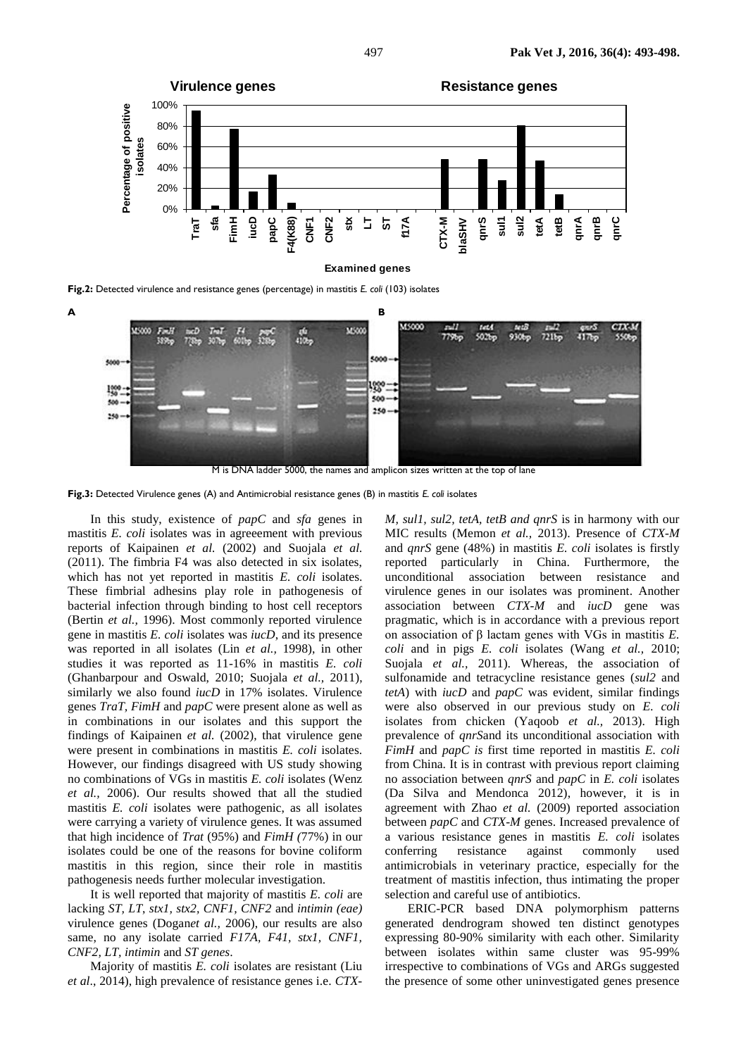Virulence genes

Resistance genes

Percentage of positive isolates

100%
80%
60%
40%
20%
0%

TraT sfa FimH iucD papC F4(K88) CNF1 CNF2 stx LT ST f17A CTX-M blaSHV qnrS sul1 sul2 tetA tetB qnrA qnrB qnrC

Examined genes

**Fig.2:** Detected virulence and resistance genes (percentage) in mastitis *E. coli* (103) isolates

A

M5000 FimH 389bp iucD 778bp TraT 307bp F4 601bp papC 328bp sfa 410bp M5000

5000
1000
750
500
250

B

M5000 sul1 779bp tetA 502bp tetB 930bp sul2 721bp qnrS 417bp CTX-M 550bp

5000
1000
750
500
250

M is DNA ladder 5000, the names and amplicon sizes written at the top of lane

**Fig.3:** Detected Virulence genes (A) and Antimicrobial resistance genes (B) in mastitis *E. coli* isolates

In this study, existence of *papC* and *sfa* genes in mastitis *E. coli* isolates was in agreeement with previous reports of Kaipainen *et al.* (2002) and Suojala *et al.* (2011). The fimbria F4 was also detected in six isolates, which has not yet reported in mastitis *E. coli* isolates. These fimbrial adhesins play role in pathogenesis of bacterial infection through binding to host cell receptors (Bertin *et al.,* 1996). Most commonly reported virulence gene in mastitis *E. coli* isolates was *iucD*, and its presence was reported in all isolates (Lin *et al.,* 1998), in other studies it was reported as 11-16% in mastitis *E. coli* (Ghanbarpour and Oswald, 2010; Suojala *et al.,* 2011), similarly we also found *iucD* in 17% isolates. Virulence genes *TraT, FimH* and *papC* were present alone as well as in combinations in our isolates and this support the findings of Kaipainen *et al.* (2002), that virulence gene were present in combinations in mastitis *E. coli* isolates. However, our findings disagreed with US study showing no combinations of VGs in mastitis *E. coli* isolates (Wenz *et al.,* 2006). Our results showed that all the studied mastitis *E. coli* isolates were pathogenic, as all isolates were carrying a variety of virulence genes. It was assumed that high incidence of *Trat* (95%) and *FimH* (77%) in our isolates could be one of the reasons for bovine coliform mastitis in this region, since their role in mastitis pathogenesis needs further molecular investigation.

It is well reported that majority of mastitis *E. coli* are lacking *ST, LT, stx1, stx2, CNF1, CNF2* and *intimin (eae)* virulence genes (Dogan*et al.,* 2006), our results are also same, no any isolate carried *F17A, F41, stx1, CNF1, CNF2, LT, intimin* and *ST genes*.

Majority of mastitis *E. coli* isolates are resistant (Liu *et al*., 2014), high prevalence of resistance genes i.e. *CTX-M, sul1, sul2, tetA, tetB and qnrS* is in harmony with our MIC results (Memon *et al.,* 2013). Presence of *CTX-M* and *qnrS* gene (48%) in mastitis *E. coli* isolates is firstly reported particularly in China. Furthermore, the unconditional association between resistance and virulence genes in our isolates was prominent. Another association between *CTX-M* and *iucD* gene was pragmatic, which is in accordance with a previous report on association of β lactam genes with VGs in mastitis *E. coli* and in pigs *E. coli* isolates (Wang *et al.,* 2010; Suojala *et al.,* 2011). Whereas, the association of sulfonamide and tetracycline resistance genes (*sul2* and *tetA*) with *iucD* and *papC* was evident, similar findings were also observed in our previous study on *E. coli* isolates from chicken (Yaqoob *et al.,* 2013). High prevalence of *qnrS*and its unconditional association with *FimH* and *papC is* first time reported in mastitis *E. coli* from China. It is in contrast with previous report claiming no association between *qnrS* and *papC* in *E. coli* isolates (Da Silva and Mendonca 2012), however, it is in agreement with Zhao *et al.* (2009) reported association between *papC* and *CTX-M* genes. Increased prevalence of a various resistance genes in mastitis *E. coli* isolates conferring resistance against commonly used antimicrobials in veterinary practice, especially for the treatment of mastitis infection, thus intimating the proper selection and careful use of antibiotics.

ERIC-PCR based DNA polymorphism patterns generated dendrogram showed ten distinct genotypes expressing 80-90% similarity with each other. Similarity between isolates within same cluster was 95-99% irrespective to combinations of VGs and ARGs suggested the presence of some other uninvestigated genes presence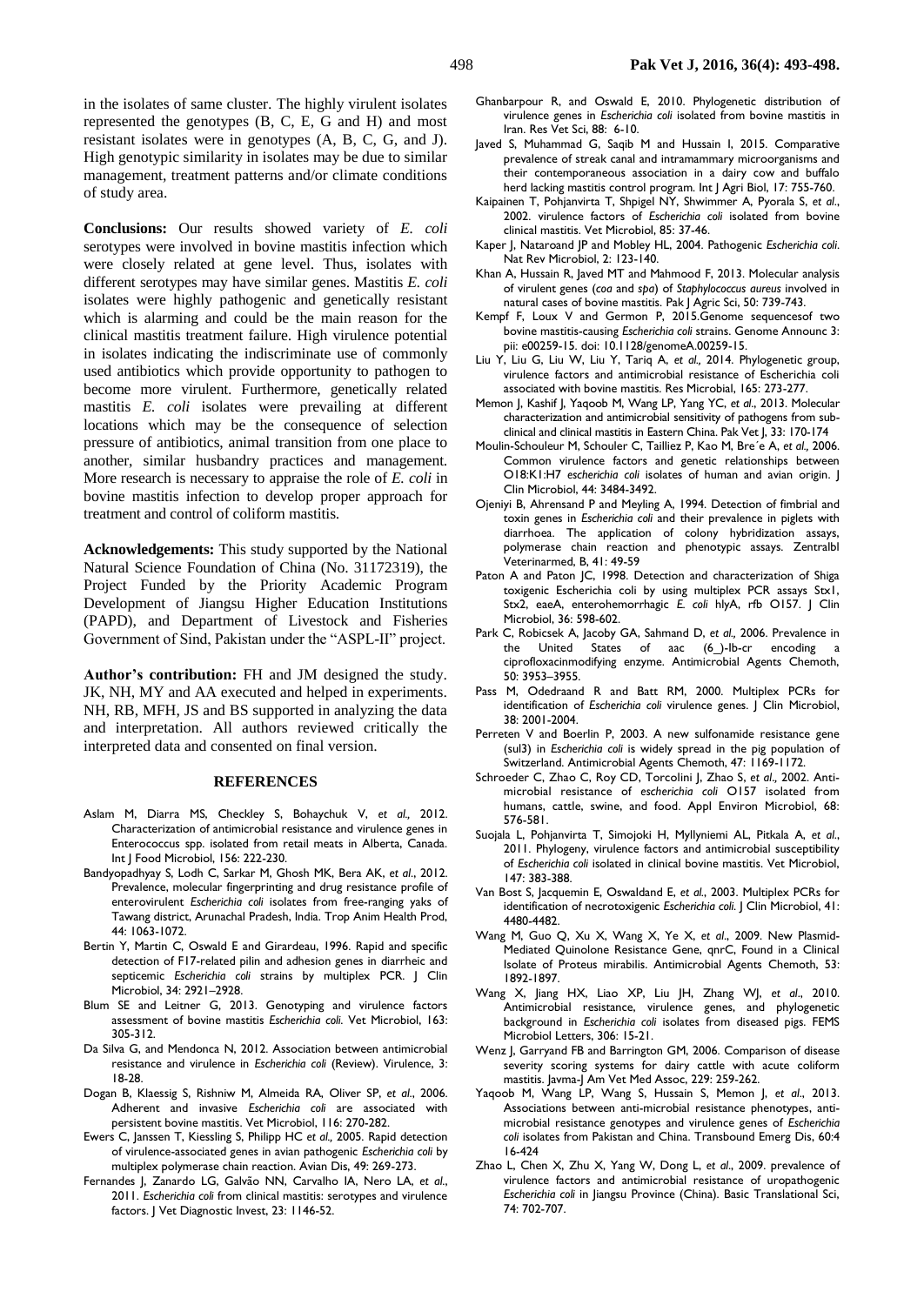in the isolates of same cluster. The highly virulent isolates represented the genotypes (B, C, E, G and H) and most resistant isolates were in genotypes (A, B, C, G, and J). High genotypic similarity in isolates may be due to similar management, treatment patterns and/or climate conditions of study area.

**Conclusions:** Our results showed variety of *E. coli* serotypes were involved in bovine mastitis infection which were closely related at gene level. Thus, isolates with different serotypes may have similar genes. Mastitis *E. coli* isolates were highly pathogenic and genetically resistant which is alarming and could be the main reason for the clinical mastitis treatment failure. High virulence potential in isolates indicating the indiscriminate use of commonly used antibiotics which provide opportunity to pathogen to become more virulent. Furthermore, genetically related mastitis *E. coli* isolates were prevailing at different locations which may be the consequence of selection pressure of antibiotics, animal transition from one place to another, similar husbandry practices and management. More research is necessary to appraise the role of *E. coli* in bovine mastitis infection to develop proper approach for treatment and control of coliform mastitis.

**Acknowledgements:** This study supported by the National Natural Science Foundation of China (No. 31172319), the Project Funded by the Priority Academic Program Development of Jiangsu Higher Education Institutions (PAPD), and Department of Livestock and Fisheries Government of Sind, Pakistan under the "ASPL-II" project.

**Author's contribution:** FH and JM designed the study. JK, NH, MY and AA executed and helped in experiments. NH, RB, MFH, JS and BS supported in analyzing the data and interpretation. All authors reviewed critically the interpreted data and consented on final version.

## REFERENCES

Aslam M, Diarra MS, Checkley S, Bohaychuk V, *et al.,* 2012. Characterization of antimicrobial resistance and virulence genes in Enterococcus spp. isolated from retail meats in Alberta, Canada. Int J Food Microbiol, 156: 222-230.

Bandyopadhyay S, Lodh C, Sarkar M, Ghosh MK, Bera AK, *et al*., 2012. Prevalence, molecular fingerprinting and drug resistance profile of enterovirulent *Escherichia coli* isolates from free-ranging yaks of Tawang district, Arunachal Pradesh, India. Trop Anim Health Prod, 44: 1063-1072.

Bertin Y, Martin C, Oswald E and Girardeau, 1996. Rapid and specific detection of F17-related pilin and adhesion genes in diarrheic and septicemic *Escherichia coli* strains by multiplex PCR. J Clin Microbiol, 34: 2921–2928.

Blum SE and Leitner G, 2013. Genotyping and virulence factors assessment of bovine mastitis *Escherichia coli*. Vet Microbiol, 163: 305-312.

Da Silva G, and Mendonca N, 2012. Association between antimicrobial resistance and virulence in *Escherichia coli* (Review). Virulence, 3: 18-28.

Dogan B, Klaessig S, Rishniw M, Almeida RA, Oliver SP, *et al*., 2006. Adherent and invasive *Escherichia coli* are associated with persistent bovine mastitis. Vet Microbiol, 116: 270-282.

Ewers C, Janssen T, Kiessling S, Philipp HC *et al.,* 2005. Rapid detection of virulence-associated genes in avian pathogenic *Escherichia coli* by multiplex polymerase chain reaction. Avian Dis, 49: 269-273.

Fernandes J, Zanardo LG, Galvão NN, Carvalho IA, Nero LA, *et al*., 2011. *Escherichia coli* from clinical mastitis: serotypes and virulence factors. J Vet Diagnostic Invest, 23: 1146-52.

Ghanbarpour R, and Oswald E, 2010. Phylogenetic distribution of virulence genes in *Escherichia coli* isolated from bovine mastitis in Iran. Res Vet Sci, 88: 6-10.

Javed S, Muhammad G, Saqib M and Hussain I, 2015. Comparative prevalence of streak canal and intramammary microorganisms and their contemporaneous association in a dairy cow and buffalo herd lacking mastitis control program. Int J Agri Biol, 17: 755-760.

Kaipainen T, Pohjanvirta T, Shpigel NY, Shwimmer A, Pyorala S, *et al*., 2002. virulence factors of *Escherichia coli* isolated from bovine clinical mastitis. Vet Microbiol, 85: 37-46.

Kaper J, Nataroand JP and Mobley HL, 2004. Pathogenic *Escherichia coli*. Nat Rev Microbiol, 2: 123-140.

Khan A, Hussain R, Javed MT and Mahmood F, 2013. Molecular analysis of virulent genes (*coa* and *spa*) of *Staphylococcus aureus* involved in natural cases of bovine mastitis. Pak J Agric Sci, 50: 739-743.

Kempf F, Loux V and Germon P, 2015.Genome sequencesof two bovine mastitis-causing *Escherichia coli* strains. Genome Announc 3: pii: e00259-15. doi: 10.1128/genomeA.00259-15.

Liu Y, Liu G, Liu W, Liu Y, Tariq A, *et al,* 2014. Phylogenetic group, virulence factors and antimicrobial resistance of Escherichia coli associated with bovine mastitis. Res Microbial, 165: 273-277.

Memon J, Kashif J, Yaqoob M, Wang LP, Yang YC, *et al*., 2013. Molecular characterization and antimicrobial sensitivity of pathogens from sub-clinical and clinical mastitis in Eastern China. Pak Vet J, 33: 170-174

Moulin-Schouleur M, Schouler C, Tailliez P, Kao M, Bre´e A, *et al.,* 2006. Common virulence factors and genetic relationships between O18:K1:H7 *escherichia coli* isolates of human and avian origin. J Clin Microbiol, 44: 3484-3492.

Ojeniyi B, Ahrensand P and Meyling A, 1994. Detection of fimbrial and toxin genes in *Escherichia coli* and their prevalence in piglets with diarrhoea. The application of colony hybridization assays, polymerase chain reaction and phenotypic assays. Zentralbl Veterinarmed, B, 41: 49-59

Paton A and Paton JC, 1998. Detection and characterization of Shiga toxigenic Escherichia coli by using multiplex PCR assays Stx1, Stx2, eaeA, enterohemorrhagic *E. coli* hlyA, rfb O157. J Clin Microbiol, 36: 598-602.

Park C, Robicsek A, Jacoby GA, Sahmand D, *et al.,* 2006. Prevalence in the United States of aac (6\_)-Ib-cr encoding a ciprofloxacinmodifying enzyme. Antimicrobial Agents Chemoth, 50: 3953–3955.

Pass M, Odedraand R and Batt RM, 2000. Multiplex PCRs for identification of *Escherichia coli* virulence genes. J Clin Microbiol, 38: 2001-2004.

Perreten V and Boerlin P, 2003. A new sulfonamide resistance gene (sul3) in *Escherichia coli* is widely spread in the pig population of Switzerland. Antimicrobial Agents Chemoth, 47: 1169-1172.

Schroeder C, Zhao C, Roy CD, Torcolini J, Zhao S, *et al.,* 2002. Anti-microbial resistance of *escherichia coli* O157 isolated from humans, cattle, swine, and food. Appl Environ Microbiol, 68: 576-581.

Suojala L, Pohjanvirta T, Simojoki H, Myllyniemi AL, Pitkala A, *et al*., 2011. Phylogeny, virulence factors and antimicrobial susceptibility of *Escherichia coli* isolated in clinical bovine mastitis. Vet Microbiol, 147: 383-388.

Van Bost S, Jacquemin E, Oswaldand E, *et al.*, 2003. Multiplex PCRs for identification of necrotoxigenic *Escherichia coli*. J Clin Microbiol, 41: 4480-4482.

Wang M, Guo Q, Xu X, Wang X, Ye X, *et al*., 2009. New Plasmid-Mediated Quinolone Resistance Gene, qnrC, Found in a Clinical Isolate of Proteus mirabilis. Antimicrobial Agents Chemoth, 53: 1892-1897.

Wang X, Jiang HX, Liao XP, Liu JH, Zhang WJ, *et al*., 2010. Antimicrobial resistance, virulence genes, and phylogenetic background in *Escherichia coli* isolates from diseased pigs. FEMS Microbiol Letters, 306: 15-21.

Wenz J, Garryand FB and Barrington GM, 2006. Comparison of disease severity scoring systems for dairy cattle with acute coliform mastitis. Javma-J Am Vet Med Assoc, 229: 259-262.

Yaqoob M, Wang LP, Wang S, Hussain S, Memon J, *et al*., 2013. Associations between anti-microbial resistance phenotypes, anti-microbial resistance genotypes and virulence genes of *Escherichia coli* isolates from Pakistan and China. Transbound Emerg Dis, 60:4 16-424

Zhao L, Chen X, Zhu X, Yang W, Dong L, *et al*., 2009. prevalence of virulence factors and antimicrobial resistance of uropathogenic *Escherichia coli* in Jiangsu Province (China). Basic Translational Sci, 74: 702-707.